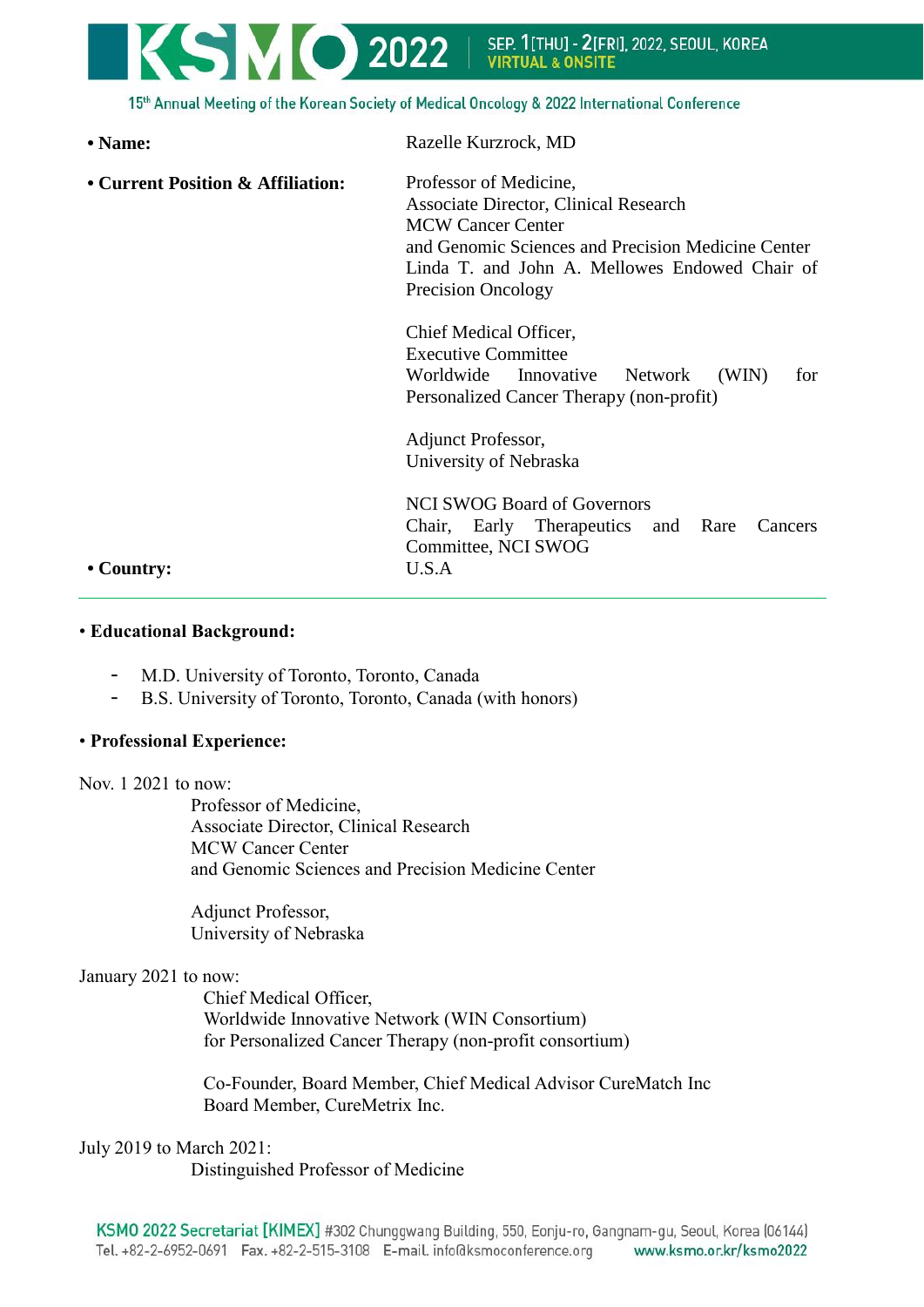- **Name:** Razelle Kurzrock, MD
- **Current Position & Affiliation:**
  Professor of Medicine,
  Associate Director, Clinical Research
  MCW Cancer Center
  and Genomic Sciences and Precision Medicine Center
  Linda T. and John A. Mellowes Endowed Chair of Precision Oncology

  Chief Medical Officer,
  Executive Committee
  Worldwide Innovative Network (WIN) for Personalized Cancer Therapy (non-profit)

  Adjunct Professor,
  University of Nebraska

  NCI SWOG Board of Governors
  Chair, Early Therapeutics and Rare Cancers Committee, NCI SWOG
- **Country:** U.S.A

---

- **Educational Background:**

  - M.D. University of Toronto, Toronto, Canada
  - B.S. University of Toronto, Toronto, Canada (with honors)

- **Professional Experience:**

Nov. 1 2021 to now:

Professor of Medicine,
Associate Director, Clinical Research
MCW Cancer Center
and Genomic Sciences and Precision Medicine Center

Adjunct Professor,
University of Nebraska

January 2021 to now:

Chief Medical Officer,
Worldwide Innovative Network (WIN Consortium)
for Personalized Cancer Therapy (non-profit consortium)

Co-Founder, Board Member, Chief Medical Advisor CureMatch Inc
Board Member, CureMetrix Inc.

July 2019 to March 2021:

Distinguished Professor of Medicine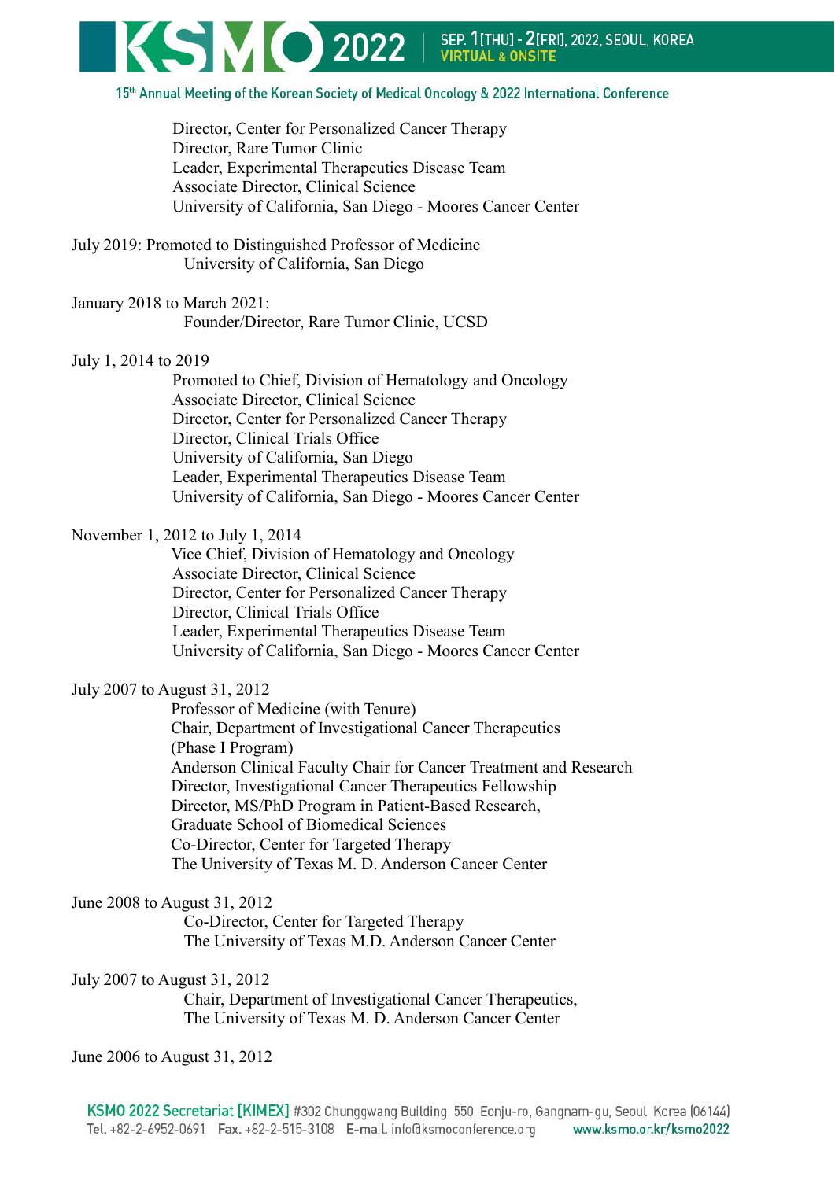Director, Center for Personalized Cancer Therapy
Director, Rare Tumor Clinic
Leader, Experimental Therapeutics Disease Team
Associate Director, Clinical Science
University of California, San Diego - Moores Cancer Center

July 2019: Promoted to Distinguished Professor of Medicine
University of California, San Diego

January 2018 to March 2021:
Founder/Director, Rare Tumor Clinic, UCSD

July 1, 2014 to 2019
Promoted to Chief, Division of Hematology and Oncology
Associate Director, Clinical Science
Director, Center for Personalized Cancer Therapy
Director, Clinical Trials Office
University of California, San Diego
Leader, Experimental Therapeutics Disease Team
University of California, San Diego - Moores Cancer Center

November 1, 2012 to July 1, 2014
Vice Chief, Division of Hematology and Oncology
Associate Director, Clinical Science
Director, Center for Personalized Cancer Therapy
Director, Clinical Trials Office
Leader, Experimental Therapeutics Disease Team
University of California, San Diego - Moores Cancer Center

July 2007 to August 31, 2012
Professor of Medicine (with Tenure)
Chair, Department of Investigational Cancer Therapeutics
(Phase I Program)
Anderson Clinical Faculty Chair for Cancer Treatment and Research
Director, Investigational Cancer Therapeutics Fellowship
Director, MS/PhD Program in Patient-Based Research,
Graduate School of Biomedical Sciences
Co-Director, Center for Targeted Therapy
The University of Texas M. D. Anderson Cancer Center

June 2008 to August 31, 2012
Co-Director, Center for Targeted Therapy
The University of Texas M.D. Anderson Cancer Center

July 2007 to August 31, 2012
Chair, Department of Investigational Cancer Therapeutics,
The University of Texas M. D. Anderson Cancer Center

June 2006 to August 31, 2012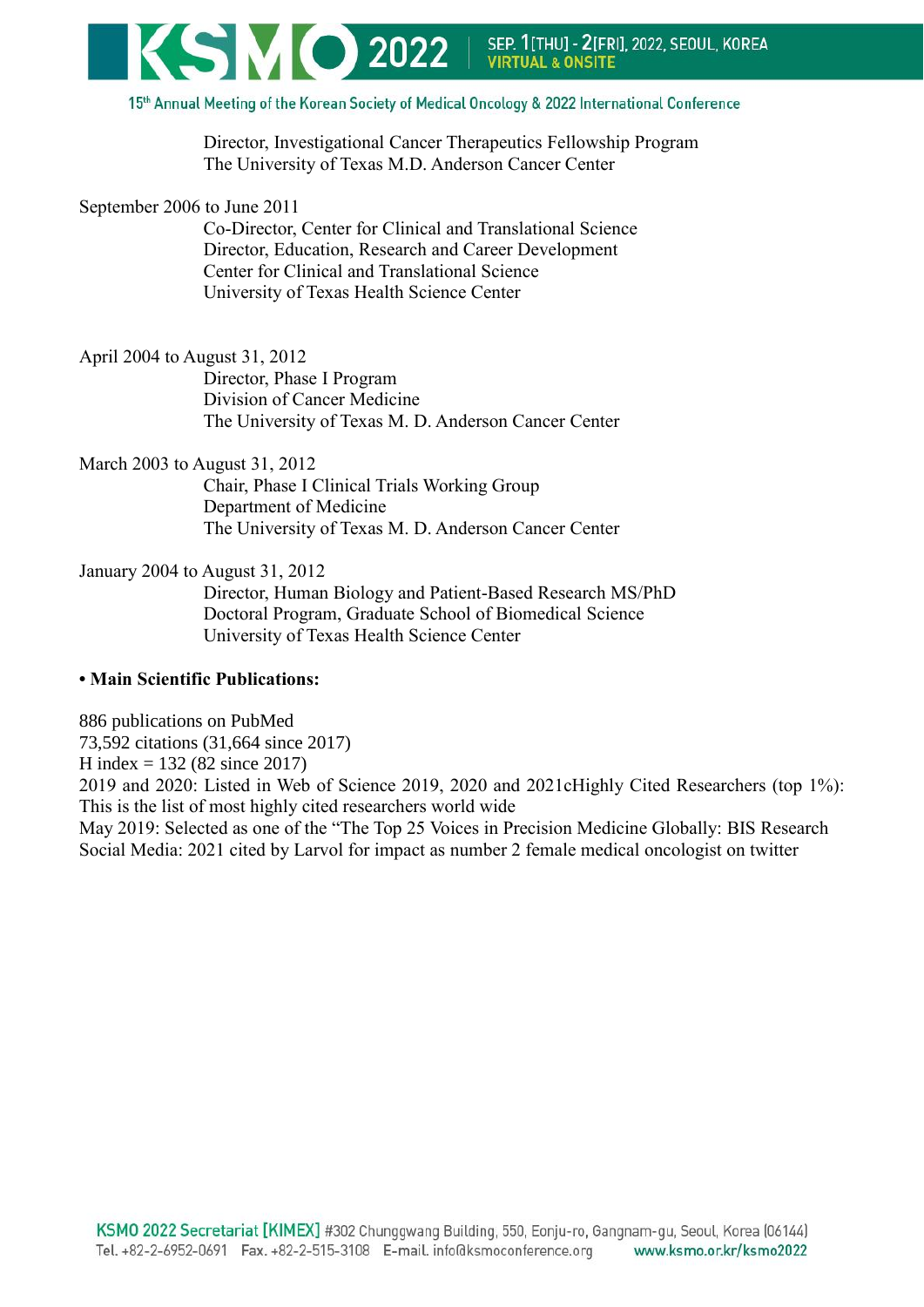Director, Investigational Cancer Therapeutics Fellowship Program
The University of Texas M.D. Anderson Cancer Center

September 2006 to June 2011
Co-Director, Center for Clinical and Translational Science
Director, Education, Research and Career Development
Center for Clinical and Translational Science
University of Texas Health Science Center

April 2004 to August 31, 2012
Director, Phase I Program
Division of Cancer Medicine
The University of Texas M. D. Anderson Cancer Center

March 2003 to August 31, 2012
Chair, Phase I Clinical Trials Working Group
Department of Medicine
The University of Texas M. D. Anderson Cancer Center

January 2004 to August 31, 2012
Director, Human Biology and Patient-Based Research MS/PhD
Doctoral Program, Graduate School of Biomedical Science
University of Texas Health Science Center

**• Main Scientific Publications:**

886 publications on PubMed
73,592 citations (31,664 since 2017)
H index = 132 (82 since 2017)
2019 and 2020: Listed in Web of Science 2019, 2020 and 2021cHighly Cited Researchers (top 1%): This is the list of most highly cited researchers world wide
May 2019: Selected as one of the "The Top 25 Voices in Precision Medicine Globally: BIS Research
Social Media: 2021 cited by Larvol for impact as number 2 female medical oncologist on twitter